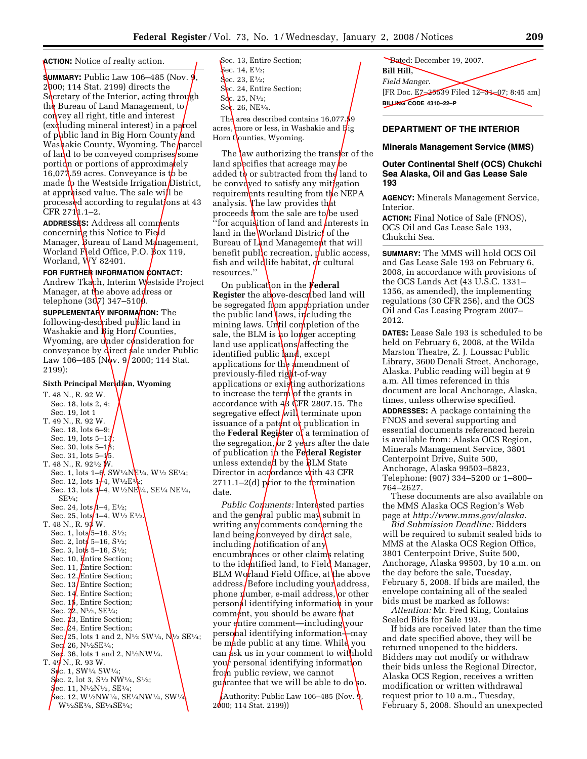**ACTION:** Notice of realty action.

**SUMMARY:** Public Law 106–485 (Nov. 9, 2000; 114 Stat. 2199) directs the Secretary of the Interior, acting through the Bureau of Land Management, to convey all right, title and interest (excluding mineral interest) in a parcel of public land in Big Horn County and Washakie County, Wyoming. The parcel of land to be conveyed comprises some portion or portions of approximately 16,077.59 acres. Conveyance is to be made to the Westside Irrigation District, at appraised value. The sale will be processed according to regulations at 43 CFR 2711.1–2.

**ADDRESSES:** Address all comments concerning this Notice to Field Manager, Bureau of Land Management, Worland Field Office, P.O. Box 119, Worland, WY 82401.

**FOR FURTHER INFORMATION CONTACT:** Andrew Tkach, Interim Westside Project Manager, at the above address or telephone (307) 347–5100.

**SUPPLEMENTARY INFORMATION:** The following-described public land in Washakie and Big Horn Counties, Wyoming, are under consideration for conveyance by direct sale under Public Law 106–485 (Nov. 9, 2000; 114 Stat. 2199):

**Sixth Principal Meridian, Wyoming**

T. 48 N., R. 92 W.
- Sec. 18, lots 2, 4;
- Sec. 19, lot 1

T. 49 N., R. 92 W.
- Sec. 18, lots 6–9;
- Sec. 19, lots 5–13;
- Sec. 30, lots 5–18;
- Sec. 31, lots 5–15.

T. 48 N., R. 92½ W.
- Sec. 1, lots 1–6, SW¼NE¼, W½ SE¼;
- Sec. 12, lots 1–4, W½E½;
- Sec. 13, lots 1–4, W½NE¼, SE¼ NE¼, SE¼;
- Sec. 24, lots 1–4, E½;
- Sec. 25, lots 1–4, W½ E½.

T. 48 N., R. 93 W.
- Sec. 1, lots 5–16, S½;
- Sec. 2, lots 5–16, S½;
- Sec. 3, lots 5–16, S½;
- Sec. 10, Entire Section;
- Sec. 11, Entire Section:
- Sec. 12, Entire Section;
- Sec. 13, Entire Section;
- Sec. 14, Entire Section;
- Sec. 15, Entire Section;
- Sec. 22, N½, SE¼;
- Sec. 23, Entire Section;
- Sec. 24, Entire Section;
- Sec. 25, lots 1 and 2, N½ SW¼, N½ SE¼;
- Sec. 26, N½SE¼;
- Sec. 36, lots 1 and 2, N½NW¼.

T. 49 N., R. 93 W.
- Sec. 1, SW¼ SW¼;
- Sec. 2, lot 3, S½ NW¼, S½;
- Sec. 11, N½N½, SE¼;
- Sec. 12, W½NW¼, SE¼NW¼, SW¼, W½SE¼, SE¼SE¼;
- Sec. 13, Entire Section;
- Sec. 14, E½;
- Sec. 23, E½;
- Sec. 24, Entire Section;
- Sec. 25, N½;
- Sec. 26, NE¼.

The area described contains 16,077.59 acres, more or less, in Washakie and Big Horn Counties, Wyoming.

The law authorizing the transfer of the land specifies that acreage may be added to or subtracted from the land to be conveyed to satisfy any mitigation requirements resulting from the NEPA analysis. The law provides that proceeds from the sale are to be used ''for acquisition of land and interests in land in the Worland District of the Bureau of Land Management that will benefit public recreation, public access, fish and wildlife habitat, or cultural resources.''

On publication in the **Federal Register** the above-described land will be segregated from appropriation under the public land laws, including the mining laws. Until completion of the sale, the BLM is no longer accepting land use applications affecting the identified public land, except applications for the amendment of previously-filed right-of-way applications or existing authorizations to increase the term of the grants in accordance with 43 CFR 2807.15. The segregative effect will terminate upon issuance of a patent or publication in the **Federal Register** of a termination of the segregation, or 2 years after the date of publication in the **Federal Register** unless extended by the BLM State Director in accordance with 43 CFR 2711.1–2(d) prior to the termination date.

*Public Comments:* Interested parties and the general public may submit in writing any comments concerning the land being conveyed by direct sale, including notification of any encumbrances or other claims relating to the identified land, to Field Manager, BLM Worland Field Office, at the above address. Before including your address, phone number, e-mail address, or other personal identifying information in your comment, you should be aware that your entire comment—including your personal identifying information—may be made public at any time. While you can ask us in your comment to withhold your personal identifying information from public review, we cannot guarantee that we will be able to do so.

(Authority: Public Law 106–485 (Nov. 9, 2000; 114 Stat. 2199))

Dated: December 19, 2007.

**Bill Hill,**

*Field Manger.*

[FR Doc. E7–25539 Filed 12–31–07; 8:45 am]

**BILLING CODE 4310–22–P**

## DEPARTMENT OF THE INTERIOR

### Minerals Management Service (MMS)

### Outer Continental Shelf (OCS) Chukchi Sea Alaska, Oil and Gas Lease Sale 193

**AGENCY:** Minerals Management Service, Interior.

**ACTION:** Final Notice of Sale (FNOS), OCS Oil and Gas Lease Sale 193, Chukchi Sea.

**SUMMARY:** The MMS will hold OCS Oil and Gas Lease Sale 193 on February 6, 2008, in accordance with provisions of the OCS Lands Act (43 U.S.C. 1331–1356, as amended), the implementing regulations (30 CFR 256), and the OCS Oil and Gas Leasing Program 2007–2012.

**DATES:** Lease Sale 193 is scheduled to be held on February 6, 2008, at the Wilda Marston Theatre, Z. J. Loussac Public Library, 3600 Denali Street, Anchorage, Alaska. Public reading will begin at 9 a.m. All times referenced in this document are local Anchorage, Alaska, times, unless otherwise specified.

**ADDRESSES:** A package containing the FNOS and several supporting and essential documents referenced herein is available from: Alaska OCS Region, Minerals Management Service, 3801 Centerpoint Drive, Suite 500, Anchorage, Alaska 99503–5823, Telephone: (907) 334–5200 or 1–800–764–2627.

These documents are also available on the MMS Alaska OCS Region's Web page at *http://www.mms.gov/alaska.*

*Bid Submission Deadline:* Bidders will be required to submit sealed bids to MMS at the Alaska OCS Region Office, 3801 Centerpoint Drive, Suite 500, Anchorage, Alaska 99503, by 10 a.m. on the day before the sale, Tuesday, February 5, 2008. If bids are mailed, the envelope containing all of the sealed bids must be marked as follows:

*Attention:* Mr. Fred King, Contains Sealed Bids for Sale 193.

If bids are received later than the time and date specified above, they will be returned unopened to the bidders. Bidders may not modify or withdraw their bids unless the Regional Director, Alaska OCS Region, receives a written modification or written withdrawal request prior to 10 a.m., Tuesday, February 5, 2008. Should an unexpected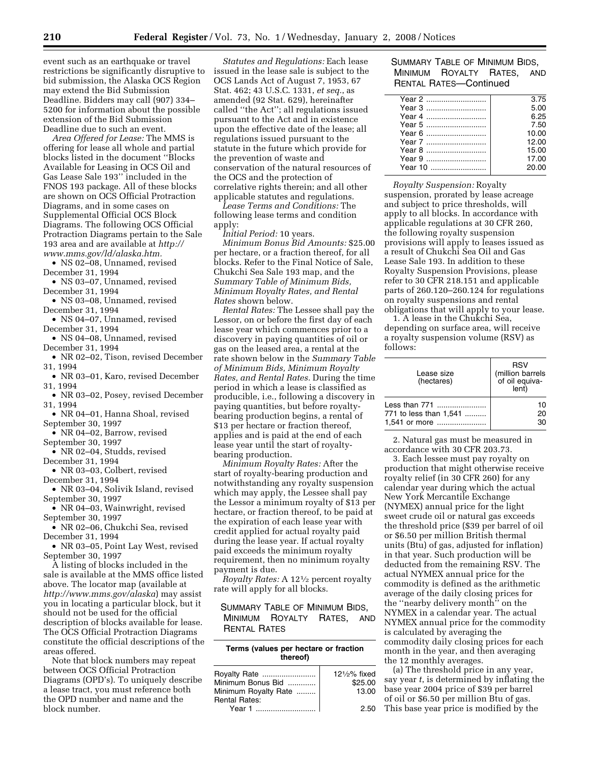event such as an earthquake or travel restrictions be significantly disruptive to bid submission, the Alaska OCS Region may extend the Bid Submission Deadline. Bidders may call (907) 334–5200 for information about the possible extension of the Bid Submission Deadline due to such an event.

*Area Offered for Lease:* The MMS is offering for lease all whole and partial blocks listed in the document ''Blocks Available for Leasing in OCS Oil and Gas Lease Sale 193'' included in the FNOS 193 package. All of these blocks are shown on OCS Official Protraction Diagrams, and in some cases on Supplemental Official OCS Block Diagrams. The following OCS Official Protraction Diagrams pertain to the Sale 193 area and are available at *http://www.mms.gov/ld/alaska.htm.*

- NS 02–08, Unnamed, revised December 31, 1994
- NS 03–07, Unnamed, revised December 31, 1994
- NS 03–08, Unnamed, revised December 31, 1994
- NS 04–07, Unnamed, revised December 31, 1994
- NS 04–08, Unnamed, revised December 31, 1994
- NR 02–02, Tison, revised December 31, 1994
- NR 03–01, Karo, revised December 31, 1994
- NR 03–02, Posey, revised December 31, 1994
- NR 04–01, Hanna Shoal, revised September 30, 1997
- NR 04–02, Barrow, revised September 30, 1997
- NR 02–04, Studds, revised December 31, 1994
- NR 03–03, Colbert, revised December 31, 1994
- NR 03–04, Solivik Island, revised September 30, 1997
- NR 04–03, Wainwright, revised September 30, 1997
- NR 02–06, Chukchi Sea, revised December 31, 1994
- NR 03–05, Point Lay West, revised September 30, 1997

A listing of blocks included in the sale is available at the MMS office listed above. The locator map (available at *http://www.mms.gov/alaska*) may assist you in locating a particular block, but it should not be used for the official description of blocks available for lease. The OCS Official Protraction Diagrams constitute the official descriptions of the areas offered.

Note that block numbers may repeat between OCS Official Protraction Diagrams (OPD's). To uniquely describe a lease tract, you must reference both the OPD number and name and the block number.

*Statutes and Regulations:* Each lease issued in the lease sale is subject to the OCS Lands Act of August 7, 1953, 67 Stat. 462; 43 U.S.C. 1331, *et seq.*, as amended (92 Stat. 629), hereinafter called ''the Act''; all regulations issued pursuant to the Act and in existence upon the effective date of the lease; all regulations issued pursuant to the statute in the future which provide for the prevention of waste and conservation of the natural resources of the OCS and the protection of correlative rights therein; and all other applicable statutes and regulations.

*Lease Terms and Conditions:* The following lease terms and condition apply:

*Initial Period:* 10 years.

*Minimum Bonus Bid Amounts:* $25.00 per hectare, or a fraction thereof, for all blocks. Refer to the Final Notice of Sale, Chukchi Sea Sale 193 map, and the *Summary Table of Minimum Bids, Minimum Royalty Rates, and Rental Rates* shown below.

*Rental Rates:* The Lessee shall pay the Lessor, on or before the first day of each lease year which commences prior to a discovery in paying quantities of oil or gas on the leased area, a rental at the rate shown below in the *Summary Table of Minimum Bids, Minimum Royalty Rates, and Rental Rates.* During the time period in which a lease is classified as producible, i.e., following a discovery in paying quantities, but before royalty-bearing production begins, a rental of $13 per hectare or fraction thereof, applies and is paid at the end of each lease year until the start of royalty-bearing production.

*Minimum Royalty Rates:* After the start of royalty-bearing production and notwithstanding any royalty suspension which may apply, the Lessee shall pay the Lessor a minimum royalty of $13 per hectare, or fraction thereof, to be paid at the expiration of each lease year with credit applied for actual royalty paid during the lease year. If actual royalty paid exceeds the minimum royalty requirement, then no minimum royalty payment is due.

*Royalty Rates:* A 12½ percent royalty rate will apply for all blocks.

SUMMARY TABLE OF MINIMUM BIDS, MINIMUM ROYALTY RATES, AND RENTAL RATES

| Terms (values per hectare or fraction thereof) | |
|---|---|
| Royalty Rate | 12½% fixed |
| Minimum Bonus Bid | $25.00 |
| Minimum Royalty Rate | 13.00 |
| Rental Rates: | |
| Year 1 | 2.50 |
| Year 2 | 3.75 |
| Year 3 | 5.00 |
| Year 4 | 6.25 |
| Year 5 | 7.50 |
| Year 6 | 10.00 |
| Year 7 | 12.00 |
| Year 8 | 15.00 |
| Year 9 | 17.00 |
| Year 10 | 20.00 |

*Royalty Suspension:* Royalty suspension, prorated by lease acreage and subject to price thresholds, will apply to all blocks. In accordance with applicable regulations at 30 CFR 260, the following royalty suspension provisions will apply to leases issued as a result of Chukchi Sea Oil and Gas Lease Sale 193. In addition to these Royalty Suspension Provisions, please refer to 30 CFR 218.151 and applicable parts of 260.120–260.124 for regulations on royalty suspensions and rental obligations that will apply to your lease.

1. A lease in the Chukchi Sea, depending on surface area, will receive a royalty suspension volume (RSV) as follows:

| Lease size (hectares) | RSV (million barrels of oil equivalent) |
|---|---|
| Less than 771 | 10 |
| 771 to less than 1,541 | 20 |
| 1,541 or more | 30 |

2. Natural gas must be measured in accordance with 30 CFR 203.73.

3. Each lessee must pay royalty on production that might otherwise receive royalty relief (in 30 CFR 260) for any calendar year during which the actual New York Mercantile Exchange (NYMEX) annual price for the light sweet crude oil or natural gas exceeds the threshold price ($39 per barrel of oil or $6.50 per million British thermal units (Btu) of gas, adjusted for inflation) in that year. Such production will be deducted from the remaining RSV. The actual NYMEX annual price for the commodity is defined as the arithmetic average of the daily closing prices for the ''nearby delivery month'' on the NYMEX in a calendar year. The actual NYMEX annual price for the commodity is calculated by averaging the commodity daily closing prices for each month in the year, and then averaging the 12 monthly averages.

(a) The threshold price in any year, say year *t*, is determined by inflating the base year 2004 price of $39 per barrel of oil or $6.50 per million Btu of gas. This base year price is modified by the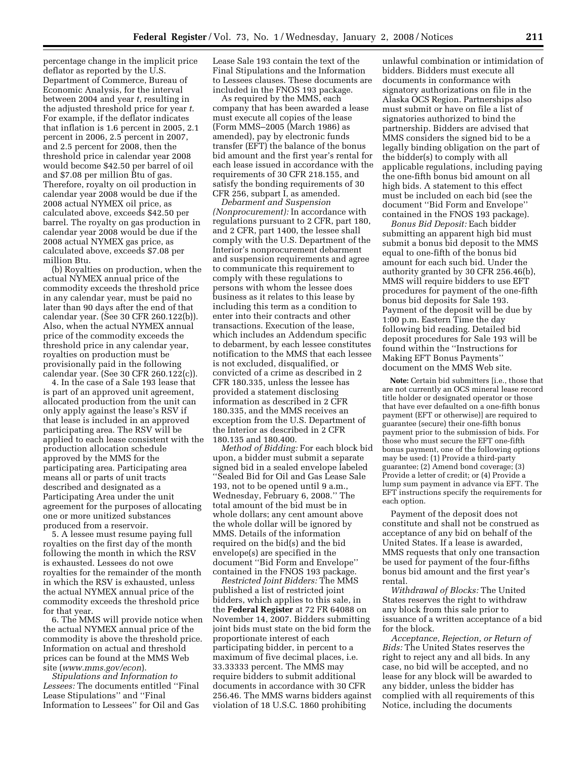percentage change in the implicit price deflator as reported by the U.S. Department of Commerce, Bureau of Economic Analysis, for the interval between 2004 and year *t*, resulting in the adjusted threshold price for year *t*. For example, if the deflator indicates that inflation is 1.6 percent in 2005, 2.1 percent in 2006, 2.5 percent in 2007, and 2.5 percent for 2008, then the threshold price in calendar year 2008 would become $42.50 per barrel of oil and $7.08 per million Btu of gas. Therefore, royalty on oil production in calendar year 2008 would be due if the 2008 actual NYMEX oil price, as calculated above, exceeds $42.50 per barrel. The royalty on gas production in calendar year 2008 would be due if the 2008 actual NYMEX gas price, as calculated above, exceeds $7.08 per million Btu.

(b) Royalties on production, when the actual NYMEX annual price of the commodity exceeds the threshold price in any calendar year, must be paid no later than 90 days after the end of that calendar year. (See 30 CFR 260.122(b)). Also, when the actual NYMEX annual price of the commodity exceeds the threshold price in any calendar year, royalties on production must be provisionally paid in the following calendar year. (See 30 CFR 260.122(c)).

4. In the case of a Sale 193 lease that is part of an approved unit agreement, allocated production from the unit can only apply against the lease's RSV if that lease is included in an approved participating area. The RSV will be applied to each lease consistent with the production allocation schedule approved by the MMS for the participating area. Participating area means all or parts of unit tracts described and designated as a Participating Area under the unit agreement for the purposes of allocating one or more unitized substances produced from a reservoir.

5. A lessee must resume paying full royalties on the first day of the month following the month in which the RSV is exhausted. Lessees do not owe royalties for the remainder of the month in which the RSV is exhausted, unless the actual NYMEX annual price of the commodity exceeds the threshold price for that year.

6. The MMS will provide notice when the actual NYMEX annual price of the commodity is above the threshold price. Information on actual and threshold prices can be found at the MMS Web site (*www.mms.gov/econ*).

*Stipulations and Information to Lessees:* The documents entitled "Final Lease Stipulations" and "Final Information to Lessees" for Oil and Gas Lease Sale 193 contain the text of the Final Stipulations and the Information to Lessees clauses. These documents are included in the FNOS 193 package.

As required by the MMS, each company that has been awarded a lease must execute all copies of the lease (Form MMS–2005 (March 1986) as amended), pay by electronic funds transfer (EFT) the balance of the bonus bid amount and the first year's rental for each lease issued in accordance with the requirements of 30 CFR 218.155, and satisfy the bonding requirements of 30 CFR 256, subpart I, as amended.

*Debarment and Suspension (Nonprocurement):* In accordance with regulations pursuant to 2 CFR, part 180, and 2 CFR, part 1400, the lessee shall comply with the U.S. Department of the Interior's nonprocurement debarment and suspension requirements and agree to communicate this requirement to comply with these regulations to persons with whom the lessee does business as it relates to this lease by including this term as a condition to enter into their contracts and other transactions. Execution of the lease, which includes an Addendum specific to debarment, by each lessee constitutes notification to the MMS that each lessee is not excluded, disqualified, or convicted of a crime as described in 2 CFR 180.335, unless the lessee has provided a statement disclosing information as described in 2 CFR 180.335, and the MMS receives an exception from the U.S. Department of the Interior as described in 2 CFR 180.135 and 180.400.

*Method of Bidding:* For each block bid upon, a bidder must submit a separate signed bid in a sealed envelope labeled "Sealed Bid for Oil and Gas Lease Sale 193, not to be opened until 9 a.m., Wednesday, February 6, 2008." The total amount of the bid must be in whole dollars; any cent amount above the whole dollar will be ignored by MMS. Details of the information required on the bid(s) and the bid envelope(s) are specified in the document "Bid Form and Envelope" contained in the FNOS 193 package.

*Restricted Joint Bidders:* The MMS published a list of restricted joint bidders, which applies to this sale, in the **Federal Register** at 72 FR 64088 on November 14, 2007. Bidders submitting joint bids must state on the bid form the proportionate interest of each participating bidder, in percent to a maximum of five decimal places, i.e. 33.33333 percent. The MMS may require bidders to submit additional documents in accordance with 30 CFR 256.46. The MMS warns bidders against violation of 18 U.S.C. 1860 prohibiting unlawful combination or intimidation of bidders. Bidders must execute all documents in conformance with signatory authorizations on file in the Alaska OCS Region. Partnerships also must submit or have on file a list of signatories authorized to bind the partnership. Bidders are advised that MMS considers the signed bid to be a legally binding obligation on the part of the bidder(s) to comply with all applicable regulations, including paying the one-fifth bonus bid amount on all high bids. A statement to this effect must be included on each bid (see the document "Bid Form and Envelope" contained in the FNOS 193 package).

*Bonus Bid Deposit:* Each bidder submitting an apparent high bid must submit a bonus bid deposit to the MMS equal to one-fifth of the bonus bid amount for each such bid. Under the authority granted by 30 CFR 256.46(b), MMS will require bidders to use EFT procedures for payment of the one-fifth bonus bid deposits for Sale 193. Payment of the deposit will be due by 1:00 p.m. Eastern Time the day following bid reading. Detailed bid deposit procedures for Sale 193 will be found within the "Instructions for Making EFT Bonus Payments" document on the MMS Web site.

**Note:** Certain bid submitters [i.e., those that are not currently an OCS mineral lease record title holder or designated operator or those that have ever defaulted on a one-fifth bonus payment (EFT or otherwise)] are required to guarantee (secure) their one-fifth bonus payment prior to the submission of bids. For those who must secure the EFT one-fifth bonus payment, one of the following options may be used: (1) Provide a third-party guarantee; (2) Amend bond coverage; (3) Provide a letter of credit; or (4) Provide a lump sum payment in advance via EFT. The EFT instructions specify the requirements for each option.

Payment of the deposit does not constitute and shall not be construed as acceptance of any bid on behalf of the United States. If a lease is awarded, MMS requests that only one transaction be used for payment of the four-fifths bonus bid amount and the first year's rental.

*Withdrawal of Blocks:* The United States reserves the right to withdraw any block from this sale prior to issuance of a written acceptance of a bid for the block.

*Acceptance, Rejection, or Return of Bids:* The United States reserves the right to reject any and all bids. In any case, no bid will be accepted, and no lease for any block will be awarded to any bidder, unless the bidder has complied with all requirements of this Notice, including the documents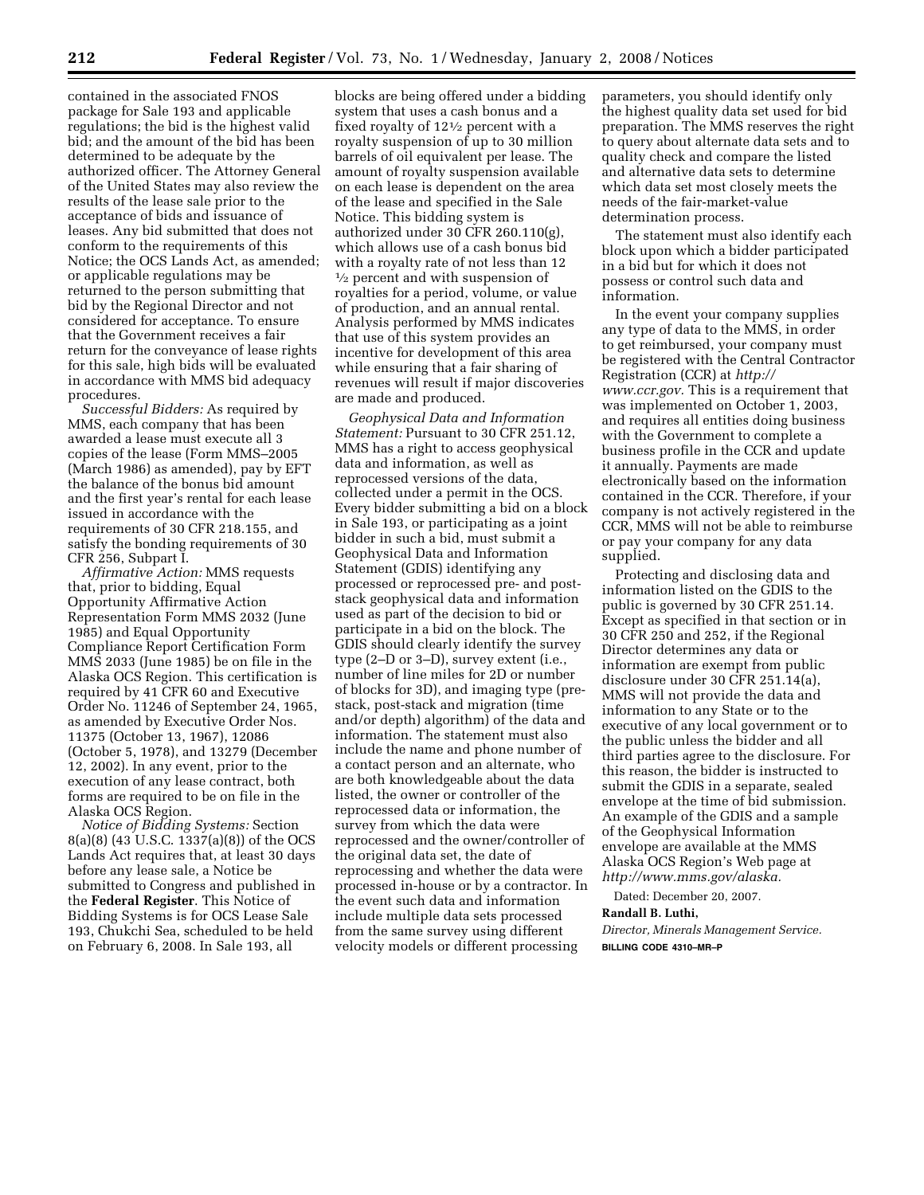contained in the associated FNOS package for Sale 193 and applicable regulations; the bid is the highest valid bid; and the amount of the bid has been determined to be adequate by the authorized officer. The Attorney General of the United States may also review the results of the lease sale prior to the acceptance of bids and issuance of leases. Any bid submitted that does not conform to the requirements of this Notice; the OCS Lands Act, as amended; or applicable regulations may be returned to the person submitting that bid by the Regional Director and not considered for acceptance. To ensure that the Government receives a fair return for the conveyance of lease rights for this sale, high bids will be evaluated in accordance with MMS bid adequacy procedures.

*Successful Bidders:* As required by MMS, each company that has been awarded a lease must execute all 3 copies of the lease (Form MMS–2005 (March 1986) as amended), pay by EFT the balance of the bonus bid amount and the first year's rental for each lease issued in accordance with the requirements of 30 CFR 218.155, and satisfy the bonding requirements of 30 CFR 256, Subpart I.

*Affirmative Action:* MMS requests that, prior to bidding, Equal Opportunity Affirmative Action Representation Form MMS 2032 (June 1985) and Equal Opportunity Compliance Report Certification Form MMS 2033 (June 1985) be on file in the Alaska OCS Region. This certification is required by 41 CFR 60 and Executive Order No. 11246 of September 24, 1965, as amended by Executive Order Nos. 11375 (October 13, 1967), 12086 (October 5, 1978), and 13279 (December 12, 2002). In any event, prior to the execution of any lease contract, both forms are required to be on file in the Alaska OCS Region.

*Notice of Bidding Systems:* Section 8(a)(8) (43 U.S.C. 1337(a)(8)) of the OCS Lands Act requires that, at least 30 days before any lease sale, a Notice be submitted to Congress and published in the **Federal Register**. This Notice of Bidding Systems is for OCS Lease Sale 193, Chukchi Sea, scheduled to be held on February 6, 2008. In Sale 193, all blocks are being offered under a bidding system that uses a cash bonus and a fixed royalty of 12½ percent with a royalty suspension of up to 30 million barrels of oil equivalent per lease. The amount of royalty suspension available on each lease is dependent on the area of the lease and specified in the Sale Notice. This bidding system is authorized under 30 CFR 260.110(g), which allows use of a cash bonus bid with a royalty rate of not less than 12 ½ percent and with suspension of royalties for a period, volume, or value of production, and an annual rental. Analysis performed by MMS indicates that use of this system provides an incentive for development of this area while ensuring that a fair sharing of revenues will result if major discoveries are made and produced.

*Geophysical Data and Information Statement:* Pursuant to 30 CFR 251.12, MMS has a right to access geophysical data and information, as well as reprocessed versions of the data, collected under a permit in the OCS. Every bidder submitting a bid on a block in Sale 193, or participating as a joint bidder in such a bid, must submit a Geophysical Data and Information Statement (GDIS) identifying any processed or reprocessed pre- and post-stack geophysical data and information used as part of the decision to bid or participate in a bid on the block. The GDIS should clearly identify the survey type (2–D or 3–D), survey extent (i.e., number of line miles for 2D or number of blocks for 3D), and imaging type (pre-stack, post-stack and migration (time and/or depth) algorithm) of the data and information. The statement must also include the name and phone number of a contact person and an alternate, who are both knowledgeable about the data listed, the owner or controller of the reprocessed data or information, the survey from which the data were reprocessed and the owner/controller of the original data set, the date of reprocessing and whether the data were processed in-house or by a contractor. In the event such data and information include multiple data sets processed from the same survey using different velocity models or different processing parameters, you should identify only the highest quality data set used for bid preparation. The MMS reserves the right to query about alternate data sets and to quality check and compare the listed and alternative data sets to determine which data set most closely meets the needs of the fair-market-value determination process.

The statement must also identify each block upon which a bidder participated in a bid but for which it does not possess or control such data and information.

In the event your company supplies any type of data to the MMS, in order to get reimbursed, your company must be registered with the Central Contractor Registration (CCR) at *http://www.ccr.gov*. This is a requirement that was implemented on October 1, 2003, and requires all entities doing business with the Government to complete a business profile in the CCR and update it annually. Payments are made electronically based on the information contained in the CCR. Therefore, if your company is not actively registered in the CCR, MMS will not be able to reimburse or pay your company for any data supplied.

Protecting and disclosing data and information listed on the GDIS to the public is governed by 30 CFR 251.14. Except as specified in that section or in 30 CFR 250 and 252, if the Regional Director determines any data or information are exempt from public disclosure under 30 CFR 251.14(a), MMS will not provide the data and information to any State or to the executive of any local government or to the public unless the bidder and all third parties agree to the disclosure. For this reason, the bidder is instructed to submit the GDIS in a separate, sealed envelope at the time of bid submission. An example of the GDIS and a sample of the Geophysical Information envelope are available at the MMS Alaska OCS Region's Web page at *http://www.mms.gov/alaska*.

Dated: December 20, 2007.

**Randall B. Luthi,**

*Director, Minerals Management Service.*

**BILLING CODE 4310–MR–P**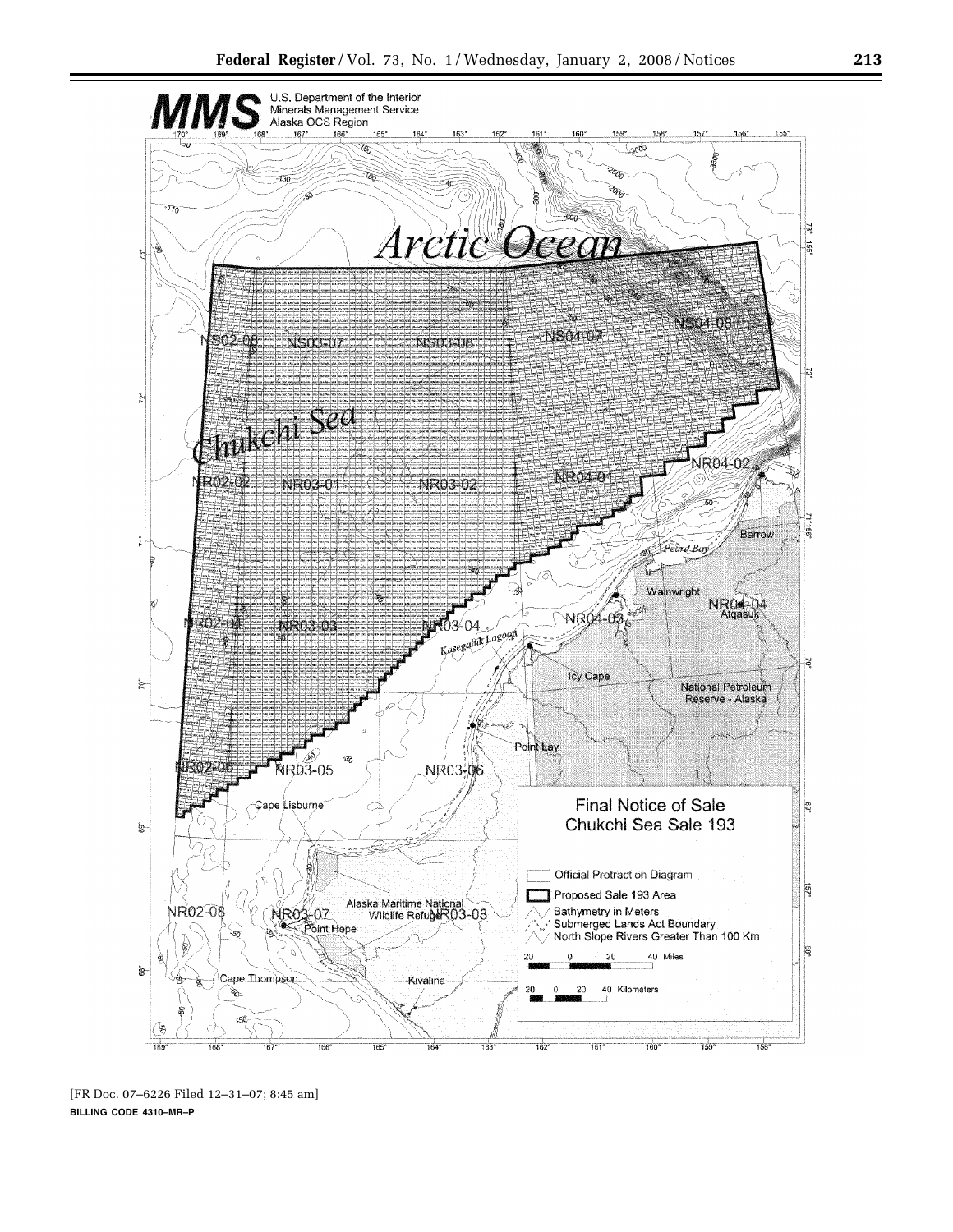MMS U.S. Department of the Interior
Minerals Management Service
Alaska OCS Region

Arctic Ocean

Chukchi Sea

NS02-08
NS03-07
NS03-08
NS04-07
NS04-08
NR02-02
NR03-01
NR03-02
NR04-01
NR04-02
NR02-04
NR03-03
NR03-04
NR04-03
NR04-04
NR02-06
NR03-05
NR03-06
NR02-08
NR03-07
NR03-08

Barrow
Peard Bay
Wainwright
Atqasuk
Kasegaluk Lagoon
Icy Cape
National Petroleum Reserve - Alaska
Point Lay
Cape Lisburne
Alaska Maritime National Wildlife Refuge
Point Hope
Cape Thompson
Kivalina

Final Notice of Sale
Chukchi Sea Sale 193

Official Protraction Diagram
Proposed Sale 193 Area
Bathymetry in Meters
Submerged Lands Act Boundary
North Slope Rivers Greater Than 100 Km

20 0 20 40 Miles

20 0 20 40 Kilometers

[FR Doc. 07–6226 Filed 12–31–07; 8:45 am]

**BILLING CODE 4310–MR–P**